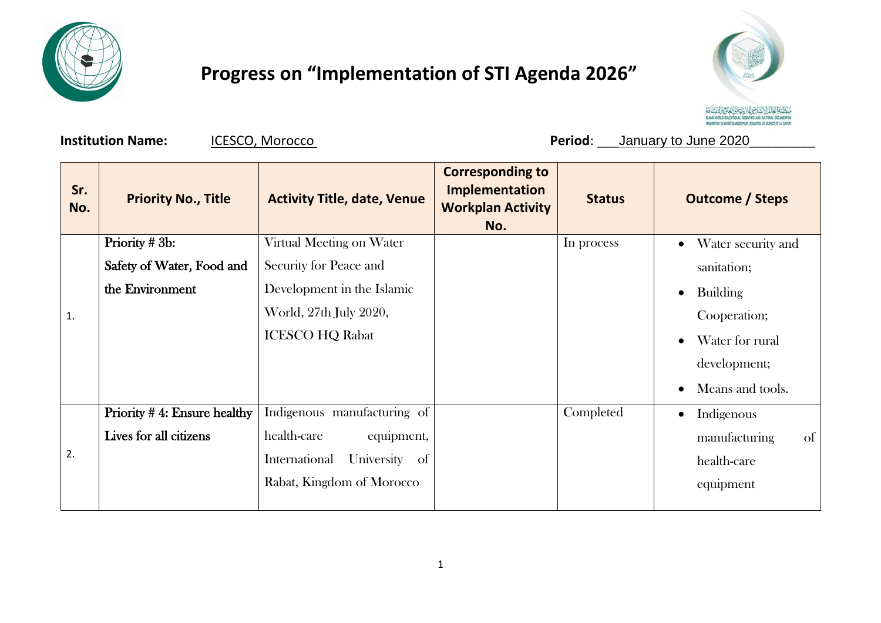# Progress on "Implementation of STI Agenda 2026"

**Institution Name:** ICESCO, Morocco **Period**: January to June 2020

| Sr. No. | Priority No., Title | Activity Title, date, Venue | Corresponding to Implementation Workplan Activity No. | Status | Outcome / Steps |
|---|---|---|---|---|---|
| 1. | Priority # 3b: Safety of Water, Food and the Environment | Virtual Meeting on Water Security for Peace and Development in the Islamic World, 27th July 2020, ICESCO HQ Rabat | | In process | • Water security and sanitation; • Building Cooperation; • Water for rural development; • Means and tools. |
| 2. | Priority # 4: Ensure healthy Lives for all citizens | Indigenous manufacturing of health-care equipment, International University of Rabat, Kingdom of Morocco | | Completed | • Indigenous manufacturing of health-care equipment |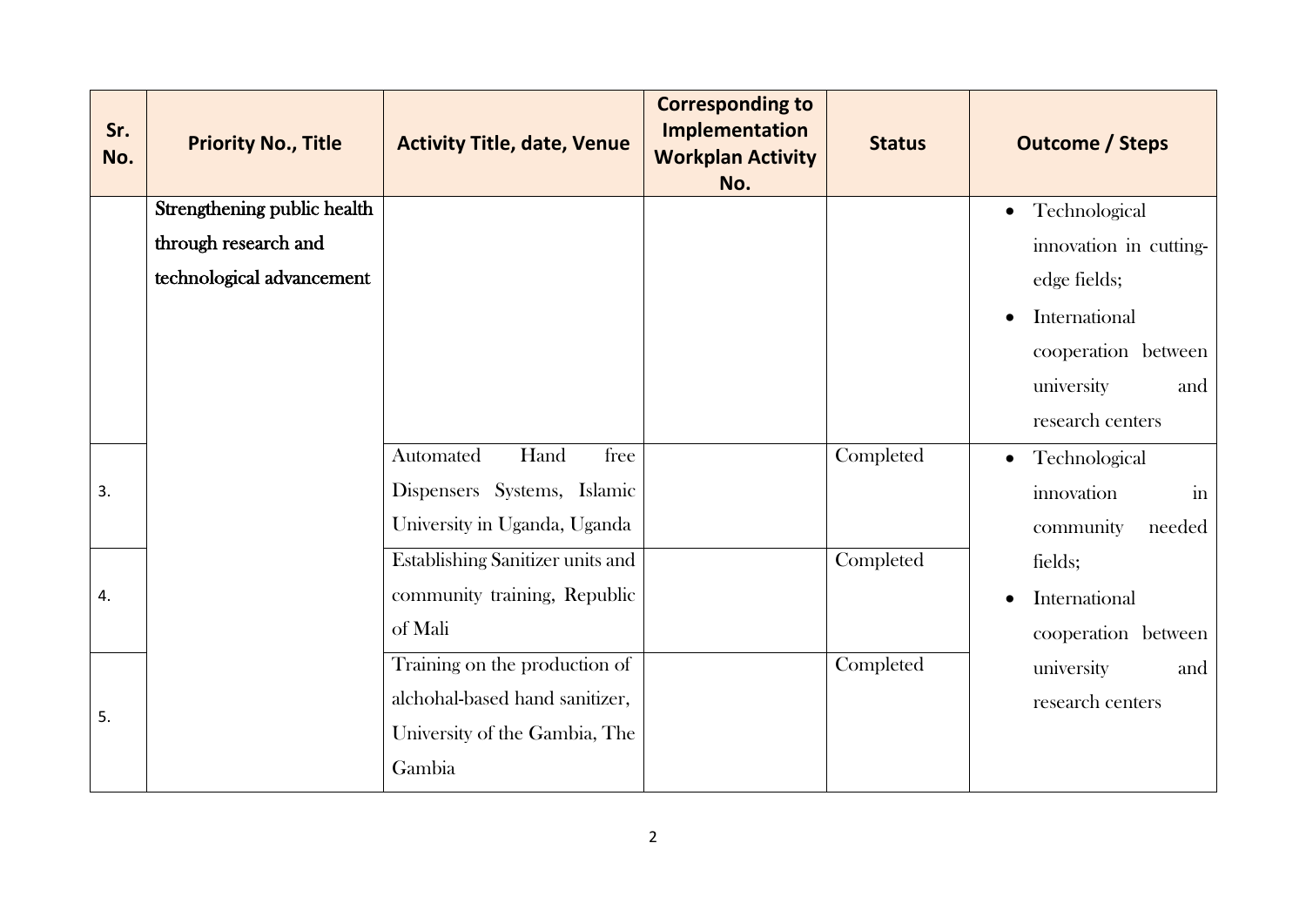| Sr. No. | Priority No., Title | Activity Title, date, Venue | Corresponding to Implementation Workplan Activity No. | Status | Outcome / Steps |
|---|---|---|---|---|---|
| | Strengthening public health through research and technological advancement | | | | • Technological innovation in cutting-edge fields;<br>• International cooperation between university and research centers |
| 3. | | Automated Hand free Dispensers Systems, Islamic University in Uganda, Uganda | | Completed | • Technological innovation in community needed fields;<br>• International cooperation between university and research centers |
| 4. | | Establishing Sanitizer units and community training, Republic of Mali | | Completed | |
| 5. | | Training on the production of alchohal-based hand sanitizer, University of the Gambia, The Gambia | | Completed | |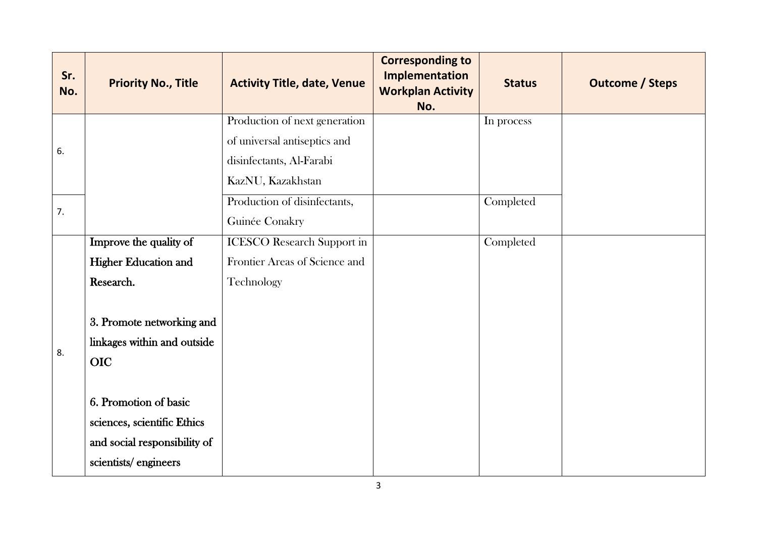| Sr. No. | Priority No., Title | Activity Title, date, Venue | Corresponding to Implementation Workplan Activity No. | Status | Outcome / Steps |
|---|---|---|---|---|---|
| 6. | | Production of next generation of universal antiseptics and disinfectants, Al-Farabi KazNU, Kazakhstan | | In process | |
| 7. | | Production of disinfectants, Guinée Conakry | | Completed | |
| 8. | **Improve the quality of Higher Education and Research.**<br><br>**3. Promote networking and linkages within and outside OIC**<br><br>**6. Promotion of basic sciences, scientific Ethics and social responsibility of scientists/ engineers** | ICESCO Research Support in Frontier Areas of Science and Technology | | Completed | |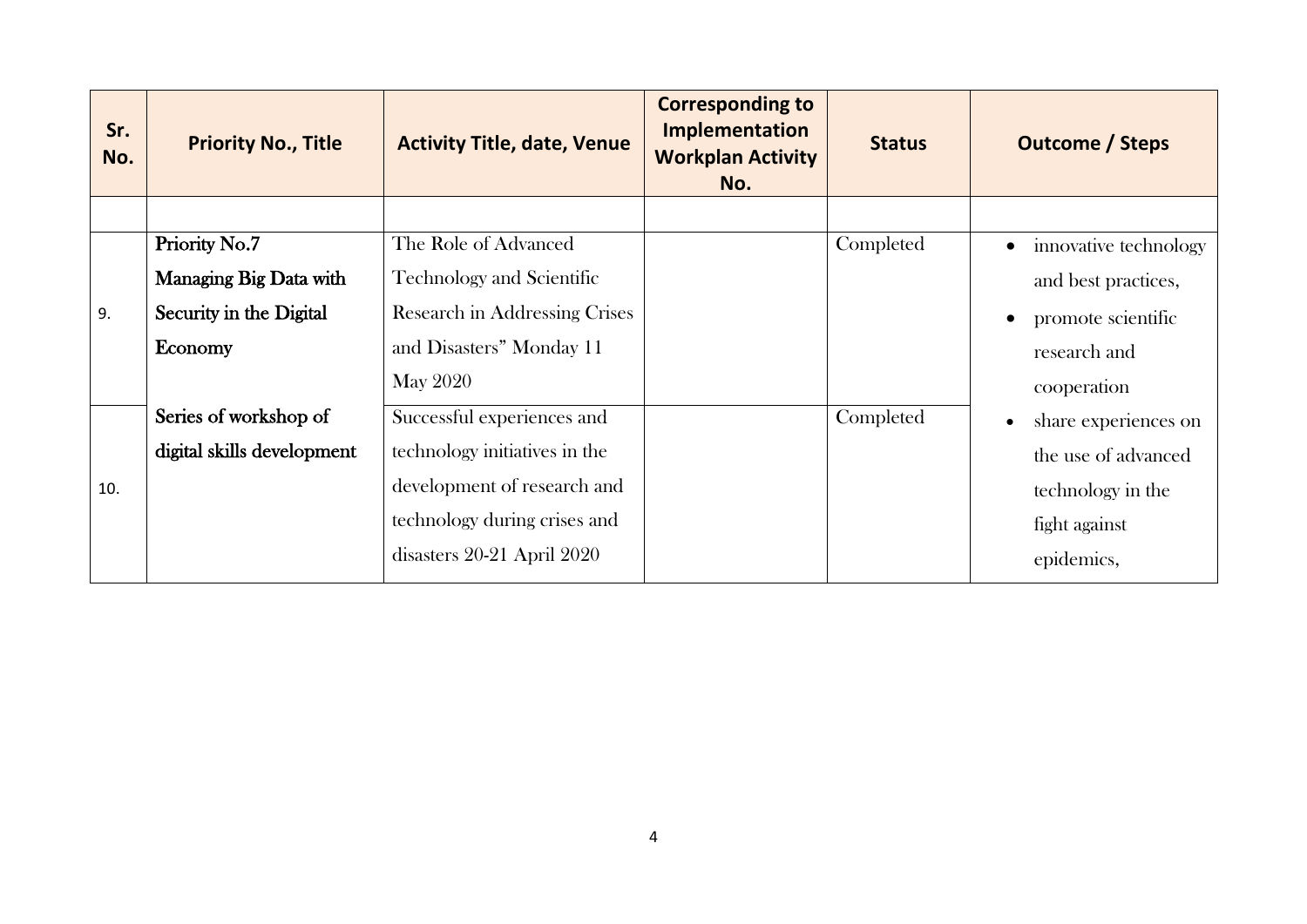| Sr. No. | Priority No., Title | Activity Title, date, Venue | Corresponding to Implementation Workplan Activity No. | Status | Outcome / Steps |
|---|---|---|---|---|---|
| | | | | | |
| 9. | **Priority No.7 Managing Big Data with Security in the Digital Economy** | The Role of Advanced Technology and Scientific Research in Addressing Crises and Disasters" Monday 11 May 2020 | | Completed | • innovative technology and best practices,<br>• promote scientific research and cooperation<br>• share experiences on the use of advanced technology in the fight against epidemics, |
| 10. | **Series of workshop of digital skills development** | Successful experiences and technology initiatives in the development of research and technology during crises and disasters 20-21 April 2020 | | Completed | |